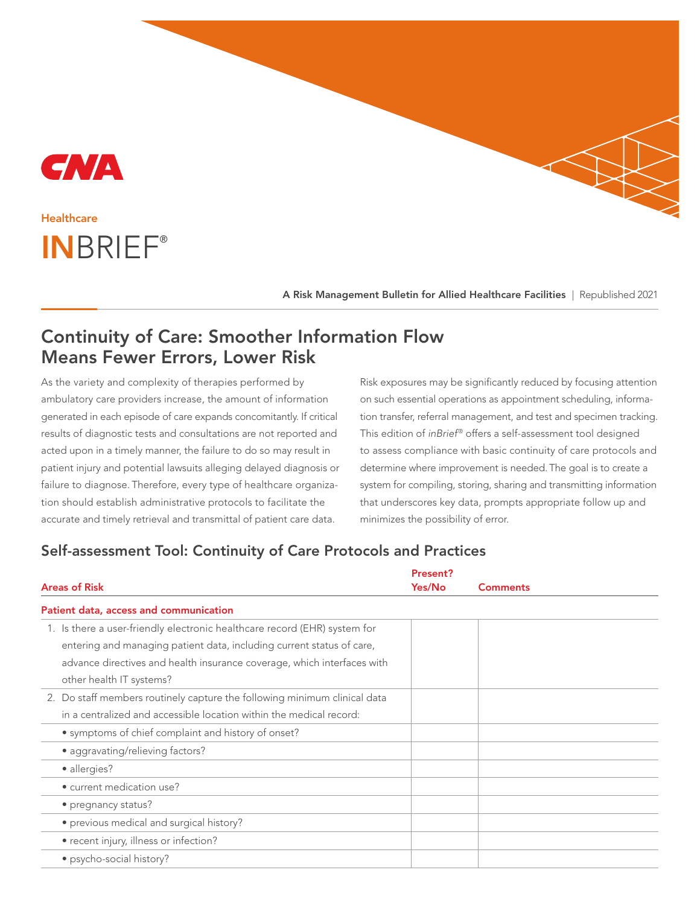CNA

Healthcare

# INBRIEF®

**A Risk Management Bulletin for Allied Healthcare Facilities** | Republished 2021

## Continuity of Care: Smoother Information Flow Means Fewer Errors, Lower Risk

As the variety and complexity of therapies performed by ambulatory care providers increase, the amount of information generated in each episode of care expands concomitantly. If critical results of diagnostic tests and consultations are not reported and acted upon in a timely manner, the failure to do so may result in patient injury and potential lawsuits alleging delayed diagnosis or failure to diagnose. Therefore, every type of healthcare organization should establish administrative protocols to facilitate the accurate and timely retrieval and transmittal of patient care data.

Risk exposures may be significantly reduced by focusing attention on such essential operations as appointment scheduling, information transfer, referral management, and test and specimen tracking. This edition of *inBrief®* offers a self-assessment tool designed to assess compliance with basic continuity of care protocols and determine where improvement is needed. The goal is to create a system for compiling, storing, sharing and transmitting information that underscores key data, prompts appropriate follow up and minimizes the possibility of error.

## Self-assessment Tool: Continuity of Care Protocols and Practices

| Areas of Risk | Present? Yes/No | Comments |
|---|---|---|
| **Patient data, access and communication** | | |
| 1. Is there a user-friendly electronic healthcare record (EHR) system for entering and managing patient data, including current status of care, advance directives and health insurance coverage, which interfaces with other health IT systems? | | |
| 2. Do staff members routinely capture the following minimum clinical data in a centralized and accessible location within the medical record: | | |
| • symptoms of chief complaint and history of onset? | | |
| • aggravating/relieving factors? | | |
| • allergies? | | |
| • current medication use? | | |
| • pregnancy status? | | |
| • previous medical and surgical history? | | |
| • recent injury, illness or infection? | | |
| • psycho-social history? | | |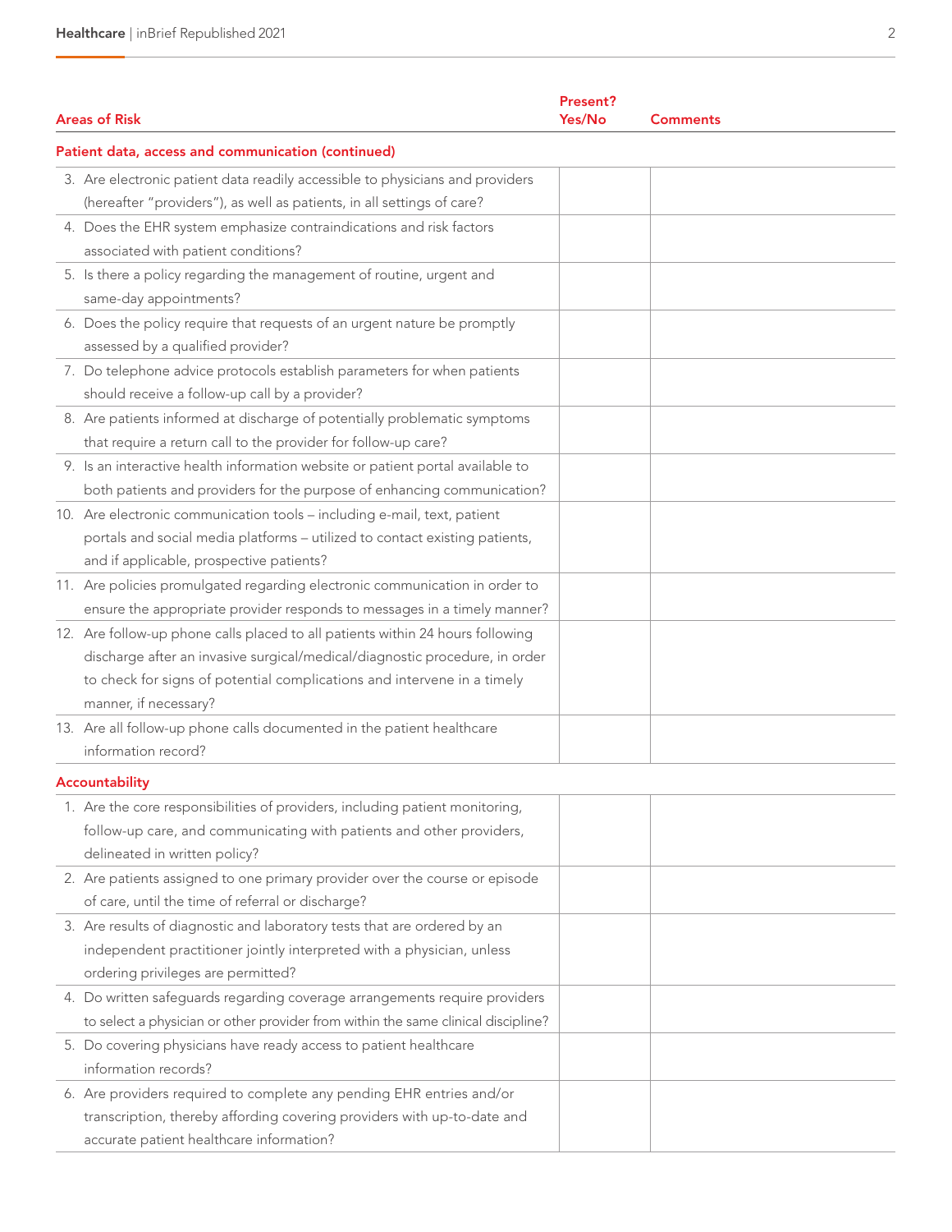| Areas of Risk | Present? Yes/No | Comments |
|---|---|---|
| **Patient data, access and communication (continued)** | | |
| 3. Are electronic patient data readily accessible to physicians and providers (hereafter "providers"), as well as patients, in all settings of care? | | |
| 4. Does the EHR system emphasize contraindications and risk factors associated with patient conditions? | | |
| 5. Is there a policy regarding the management of routine, urgent and same-day appointments? | | |
| 6. Does the policy require that requests of an urgent nature be promptly assessed by a qualified provider? | | |
| 7. Do telephone advice protocols establish parameters for when patients should receive a follow-up call by a provider? | | |
| 8. Are patients informed at discharge of potentially problematic symptoms that require a return call to the provider for follow-up care? | | |
| 9. Is an interactive health information website or patient portal available to both patients and providers for the purpose of enhancing communication? | | |
| 10. Are electronic communication tools – including e-mail, text, patient portals and social media platforms – utilized to contact existing patients, and if applicable, prospective patients? | | |
| 11. Are policies promulgated regarding electronic communication in order to ensure the appropriate provider responds to messages in a timely manner? | | |
| 12. Are follow-up phone calls placed to all patients within 24 hours following discharge after an invasive surgical/medical/diagnostic procedure, in order to check for signs of potential complications and intervene in a timely manner, if necessary? | | |
| 13. Are all follow-up phone calls documented in the patient healthcare information record? | | |
| **Accountability** | | |
| 1. Are the core responsibilities of providers, including patient monitoring, follow-up care, and communicating with patients and other providers, delineated in written policy? | | |
| 2. Are patients assigned to one primary provider over the course or episode of care, until the time of referral or discharge? | | |
| 3. Are results of diagnostic and laboratory tests that are ordered by an independent practitioner jointly interpreted with a physician, unless ordering privileges are permitted? | | |
| 4. Do written safeguards regarding coverage arrangements require providers to select a physician or other provider from within the same clinical discipline? | | |
| 5. Do covering physicians have ready access to patient healthcare information records? | | |
| 6. Are providers required to complete any pending EHR entries and/or transcription, thereby affording covering providers with up-to-date and accurate patient healthcare information? | | |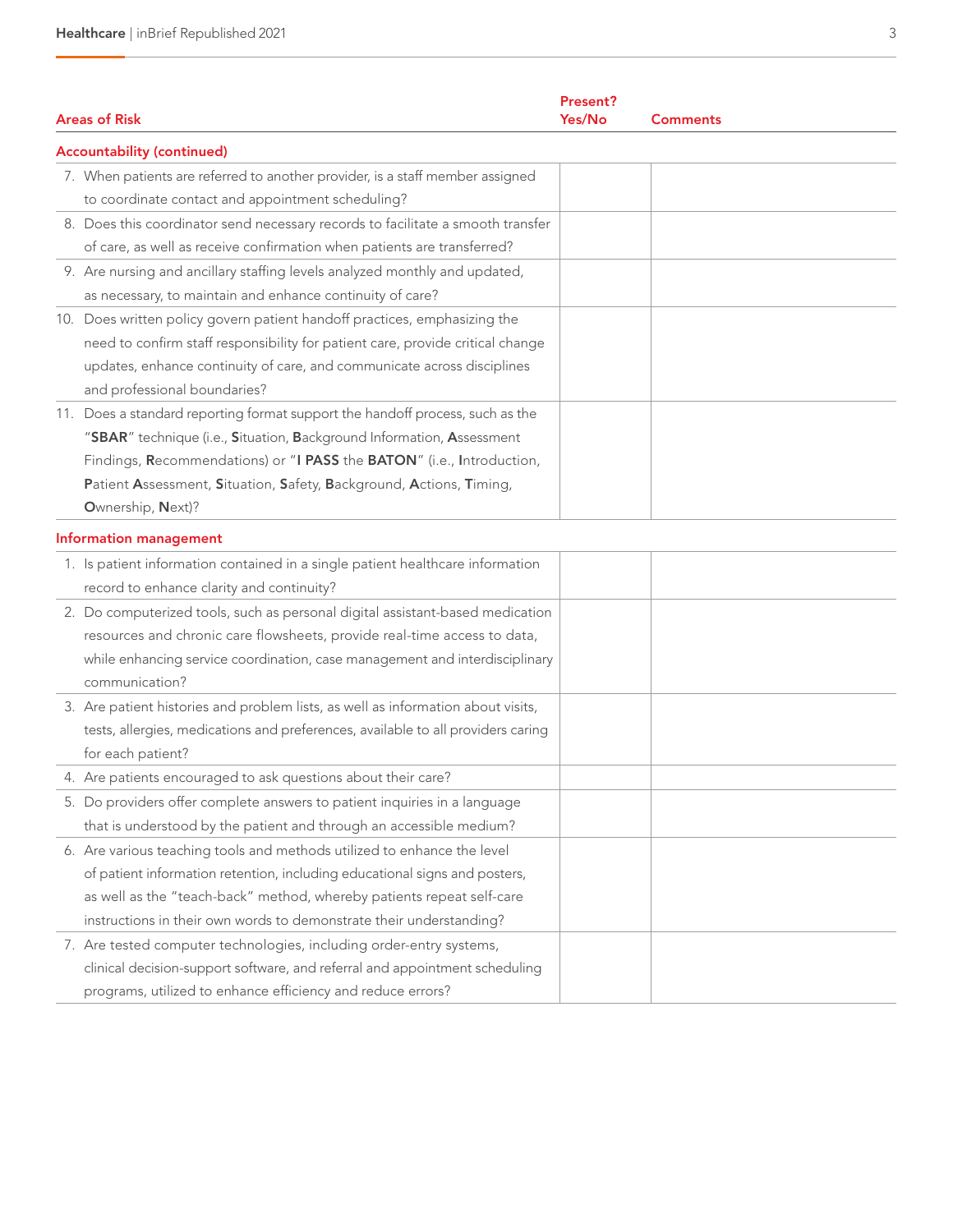| Areas of Risk | Present? Yes/No | Comments |
|---|---|---|
| **Accountability (continued)** | | |
| 7. When patients are referred to another provider, is a staff member assigned to coordinate contact and appointment scheduling? | | |
| 8. Does this coordinator send necessary records to facilitate a smooth transfer of care, as well as receive confirmation when patients are transferred? | | |
| 9. Are nursing and ancillary staffing levels analyzed monthly and updated, as necessary, to maintain and enhance continuity of care? | | |
| 10. Does written policy govern patient handoff practices, emphasizing the need to confirm staff responsibility for patient care, provide critical change updates, enhance continuity of care, and communicate across disciplines and professional boundaries? | | |
| 11. Does a standard reporting format support the handoff process, such as the "**SBAR**" technique (i.e., **S**ituation, **B**ackground Information, **A**ssessment Findings, **R**ecommendations) or "**I PASS** the **BATON**" (i.e., **I**ntroduction, **P**atient **A**ssessment, **S**ituation, **S**afety, **B**ackground, **A**ctions, **T**iming, **O**wnership, **N**ext)? | | |
| **Information management** | | |
| 1. Is patient information contained in a single patient healthcare information record to enhance clarity and continuity? | | |
| 2. Do computerized tools, such as personal digital assistant-based medication resources and chronic care flowsheets, provide real-time access to data, while enhancing service coordination, case management and interdisciplinary communication? | | |
| 3. Are patient histories and problem lists, as well as information about visits, tests, allergies, medications and preferences, available to all providers caring for each patient? | | |
| 4. Are patients encouraged to ask questions about their care? | | |
| 5. Do providers offer complete answers to patient inquiries in a language that is understood by the patient and through an accessible medium? | | |
| 6. Are various teaching tools and methods utilized to enhance the level of patient information retention, including educational signs and posters, as well as the "teach-back" method, whereby patients repeat self-care instructions in their own words to demonstrate their understanding? | | |
| 7. Are tested computer technologies, including order-entry systems, clinical decision-support software, and referral and appointment scheduling programs, utilized to enhance efficiency and reduce errors? | | |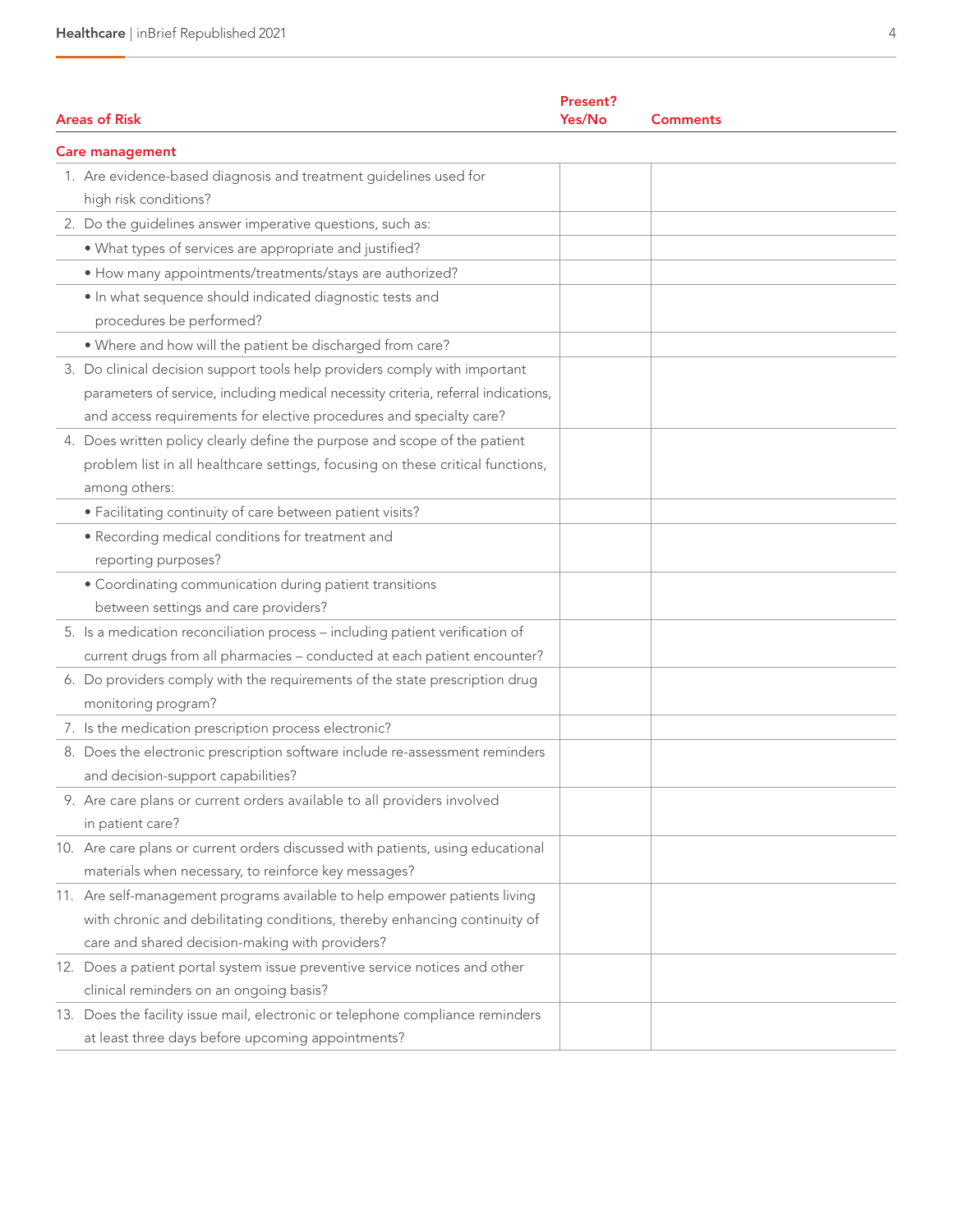| Areas of Risk | Present? Yes/No | Comments |
|---|---|---|
| **Care management** | | |
| 1. Are evidence-based diagnosis and treatment guidelines used for high risk conditions? | | |
| 2. Do the guidelines answer imperative questions, such as: | | |
| • What types of services are appropriate and justified? | | |
| • How many appointments/treatments/stays are authorized? | | |
| • In what sequence should indicated diagnostic tests and procedures be performed? | | |
| • Where and how will the patient be discharged from care? | | |
| 3. Do clinical decision support tools help providers comply with important parameters of service, including medical necessity criteria, referral indications, and access requirements for elective procedures and specialty care? | | |
| 4. Does written policy clearly define the purpose and scope of the patient problem list in all healthcare settings, focusing on these critical functions, among others: | | |
| • Facilitating continuity of care between patient visits? | | |
| • Recording medical conditions for treatment and reporting purposes? | | |
| • Coordinating communication during patient transitions between settings and care providers? | | |
| 5. Is a medication reconciliation process – including patient verification of current drugs from all pharmacies – conducted at each patient encounter? | | |
| 6. Do providers comply with the requirements of the state prescription drug monitoring program? | | |
| 7. Is the medication prescription process electronic? | | |
| 8. Does the electronic prescription software include re-assessment reminders and decision-support capabilities? | | |
| 9. Are care plans or current orders available to all providers involved in patient care? | | |
| 10. Are care plans or current orders discussed with patients, using educational materials when necessary, to reinforce key messages? | | |
| 11. Are self-management programs available to help empower patients living with chronic and debilitating conditions, thereby enhancing continuity of care and shared decision-making with providers? | | |
| 12. Does a patient portal system issue preventive service notices and other clinical reminders on an ongoing basis? | | |
| 13. Does the facility issue mail, electronic or telephone compliance reminders at least three days before upcoming appointments? | | |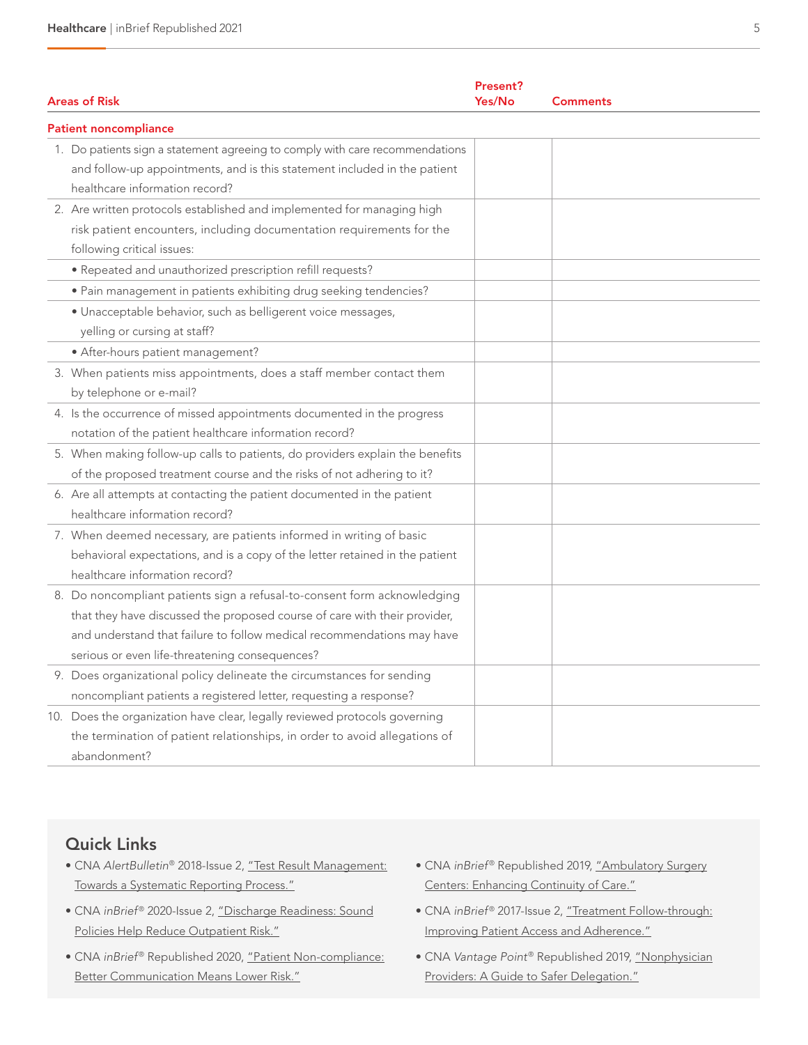| Areas of Risk | Present? Yes/No | Comments |
|---|---|---|
| **Patient noncompliance** | | |
| 1. Do patients sign a statement agreeing to comply with care recommendations and follow-up appointments, and is this statement included in the patient healthcare information record? | | |
| 2. Are written protocols established and implemented for managing high risk patient encounters, including documentation requirements for the following critical issues: | | |
| • Repeated and unauthorized prescription refill requests? | | |
| • Pain management in patients exhibiting drug seeking tendencies? | | |
| • Unacceptable behavior, such as belligerent voice messages, yelling or cursing at staff? | | |
| • After-hours patient management? | | |
| 3. When patients miss appointments, does a staff member contact them by telephone or e-mail? | | |
| 4. Is the occurrence of missed appointments documented in the progress notation of the patient healthcare information record? | | |
| 5. When making follow-up calls to patients, do providers explain the benefits of the proposed treatment course and the risks of not adhering to it? | | |
| 6. Are all attempts at contacting the patient documented in the patient healthcare information record? | | |
| 7. When deemed necessary, are patients informed in writing of basic behavioral expectations, and is a copy of the letter retained in the patient healthcare information record? | | |
| 8. Do noncompliant patients sign a refusal-to-consent form acknowledging that they have discussed the proposed course of care with their provider, and understand that failure to follow medical recommendations may have serious or even life-threatening consequences? | | |
| 9. Does organizational policy delineate the circumstances for sending noncompliant patients a registered letter, requesting a response? | | |
| 10. Does the organization have clear, legally reviewed protocols governing the termination of patient relationships, in order to avoid allegations of abandonment? | | |

## Quick Links

- CNA *AlertBulletin*® 2018-Issue 2, "Test Result Management: Towards a Systematic Reporting Process."
- CNA *inBrief*® 2020-Issue 2, "Discharge Readiness: Sound Policies Help Reduce Outpatient Risk."
- CNA *inBrief*® Republished 2020, "Patient Non-compliance: Better Communication Means Lower Risk."
- CNA *inBrief*® Republished 2019, "Ambulatory Surgery Centers: Enhancing Continuity of Care."
- CNA *inBrief*® 2017-Issue 2, "Treatment Follow-through: Improving Patient Access and Adherence."
- CNA *Vantage Point*® Republished 2019, "Nonphysician Providers: A Guide to Safer Delegation."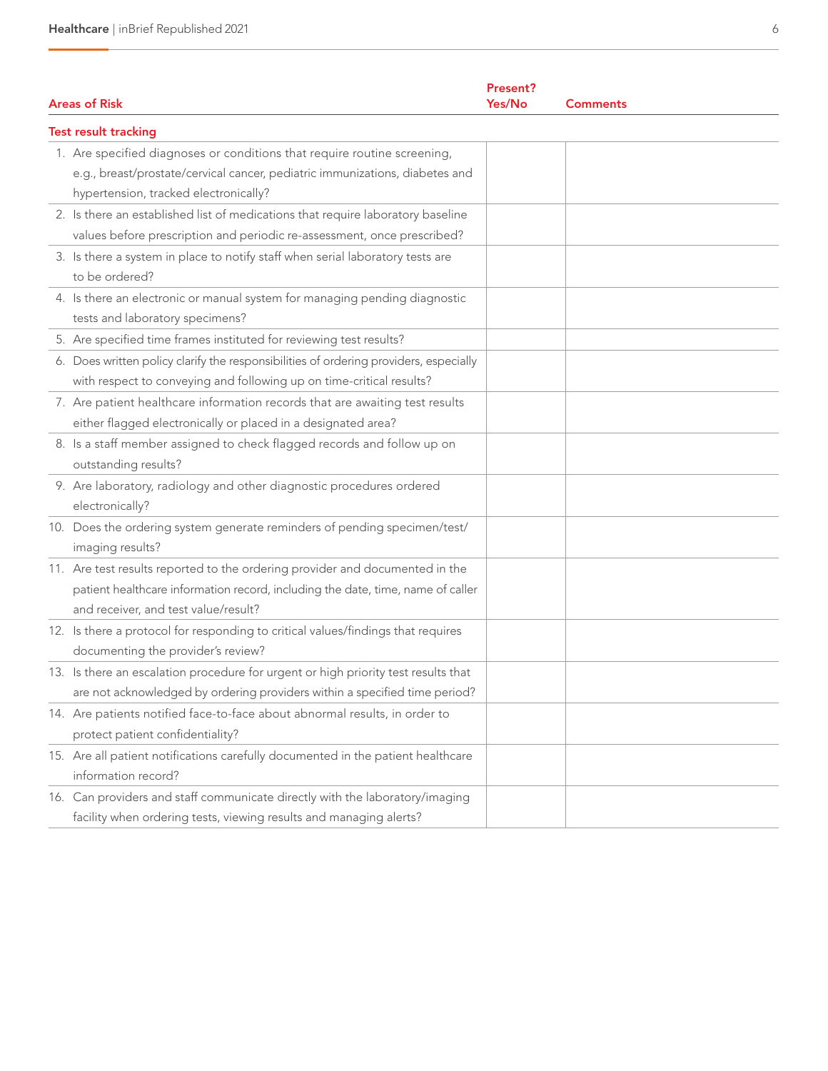| Areas of Risk | Present? Yes/No | Comments |
|---|---|---|
| **Test result tracking** | | |
| 1. Are specified diagnoses or conditions that require routine screening, e.g., breast/prostate/cervical cancer, pediatric immunizations, diabetes and hypertension, tracked electronically? | | |
| 2. Is there an established list of medications that require laboratory baseline values before prescription and periodic re-assessment, once prescribed? | | |
| 3. Is there a system in place to notify staff when serial laboratory tests are to be ordered? | | |
| 4. Is there an electronic or manual system for managing pending diagnostic tests and laboratory specimens? | | |
| 5. Are specified time frames instituted for reviewing test results? | | |
| 6. Does written policy clarify the responsibilities of ordering providers, especially with respect to conveying and following up on time-critical results? | | |
| 7. Are patient healthcare information records that are awaiting test results either flagged electronically or placed in a designated area? | | |
| 8. Is a staff member assigned to check flagged records and follow up on outstanding results? | | |
| 9. Are laboratory, radiology and other diagnostic procedures ordered electronically? | | |
| 10. Does the ordering system generate reminders of pending specimen/test/imaging results? | | |
| 11. Are test results reported to the ordering provider and documented in the patient healthcare information record, including the date, time, name of caller and receiver, and test value/result? | | |
| 12. Is there a protocol for responding to critical values/findings that requires documenting the provider's review? | | |
| 13. Is there an escalation procedure for urgent or high priority test results that are not acknowledged by ordering providers within a specified time period? | | |
| 14. Are patients notified face-to-face about abnormal results, in order to protect patient confidentiality? | | |
| 15. Are all patient notifications carefully documented in the patient healthcare information record? | | |
| 16. Can providers and staff communicate directly with the laboratory/imaging facility when ordering tests, viewing results and managing alerts? | | |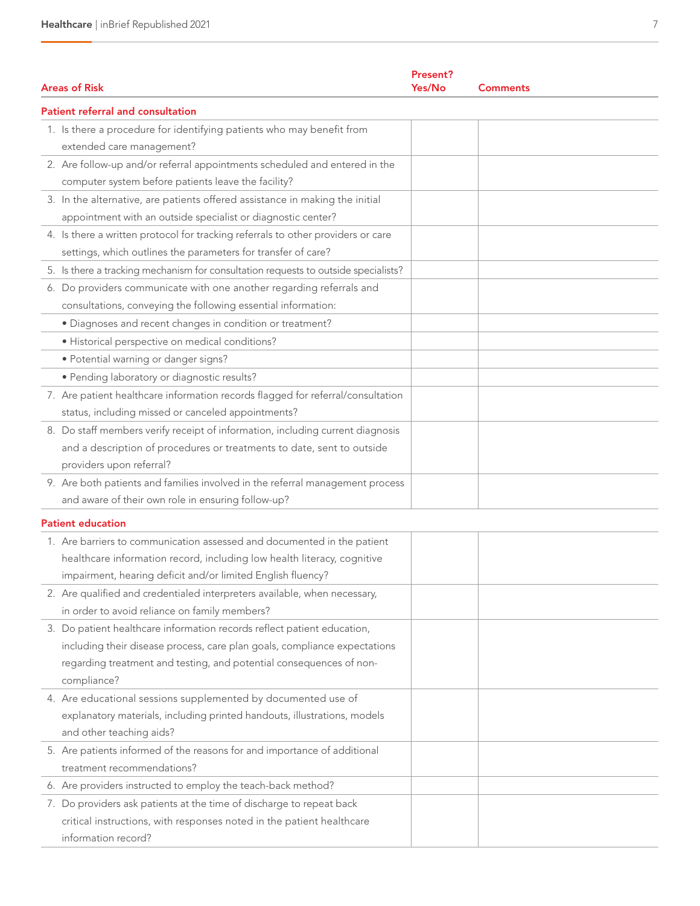| Areas of Risk | Present? Yes/No | Comments |
|---|---|---|
| **Patient referral and consultation** | | |
| 1. Is there a procedure for identifying patients who may benefit from extended care management? | | |
| 2. Are follow-up and/or referral appointments scheduled and entered in the computer system before patients leave the facility? | | |
| 3. In the alternative, are patients offered assistance in making the initial appointment with an outside specialist or diagnostic center? | | |
| 4. Is there a written protocol for tracking referrals to other providers or care settings, which outlines the parameters for transfer of care? | | |
| 5. Is there a tracking mechanism for consultation requests to outside specialists? | | |
| 6. Do providers communicate with one another regarding referrals and consultations, conveying the following essential information: | | |
| • Diagnoses and recent changes in condition or treatment? | | |
| • Historical perspective on medical conditions? | | |
| • Potential warning or danger signs? | | |
| • Pending laboratory or diagnostic results? | | |
| 7. Are patient healthcare information records flagged for referral/consultation status, including missed or canceled appointments? | | |
| 8. Do staff members verify receipt of information, including current diagnosis and a description of procedures or treatments to date, sent to outside providers upon referral? | | |
| 9. Are both patients and families involved in the referral management process and aware of their own role in ensuring follow-up? | | |
| **Patient education** | | |
| 1. Are barriers to communication assessed and documented in the patient healthcare information record, including low health literacy, cognitive impairment, hearing deficit and/or limited English fluency? | | |
| 2. Are qualified and credentialed interpreters available, when necessary, in order to avoid reliance on family members? | | |
| 3. Do patient healthcare information records reflect patient education, including their disease process, care plan goals, compliance expectations regarding treatment and testing, and potential consequences of non-compliance? | | |
| 4. Are educational sessions supplemented by documented use of explanatory materials, including printed handouts, illustrations, models and other teaching aids? | | |
| 5. Are patients informed of the reasons for and importance of additional treatment recommendations? | | |
| 6. Are providers instructed to employ the teach-back method? | | |
| 7. Do providers ask patients at the time of discharge to repeat back critical instructions, with responses noted in the patient healthcare information record? | | |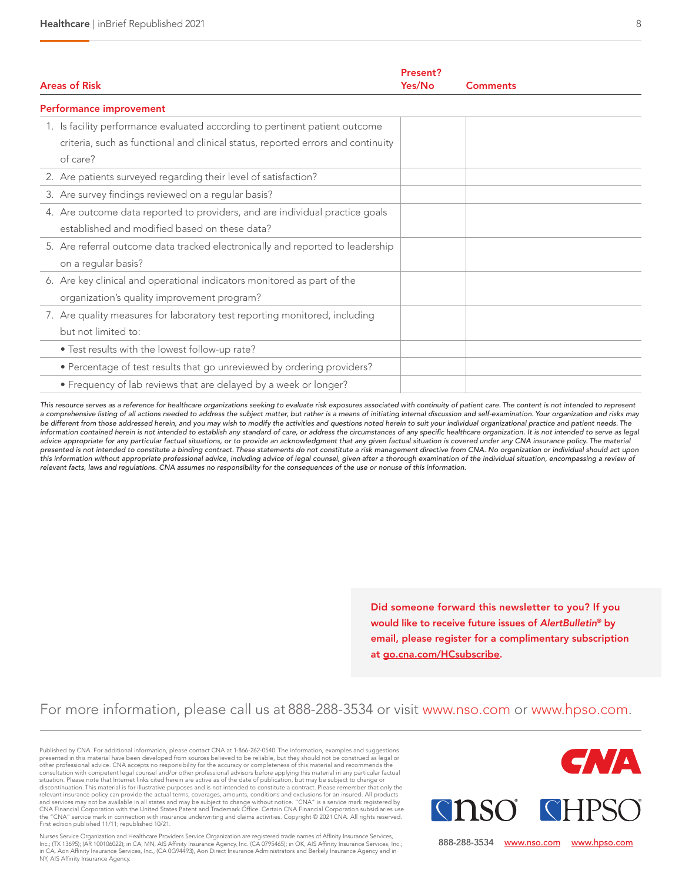| Areas of Risk | Present? Yes/No | Comments |
|---|---|---|
| **Performance improvement** | | |
| 1. Is facility performance evaluated according to pertinent patient outcome criteria, such as functional and clinical status, reported errors and continuity of care? | | |
| 2. Are patients surveyed regarding their level of satisfaction? | | |
| 3. Are survey findings reviewed on a regular basis? | | |
| 4. Are outcome data reported to providers, and are individual practice goals established and modified based on these data? | | |
| 5. Are referral outcome data tracked electronically and reported to leadership on a regular basis? | | |
| 6. Are key clinical and operational indicators monitored as part of the organization's quality improvement program? | | |
| 7. Are quality measures for laboratory test reporting monitored, including but not limited to: | | |
| • Test results with the lowest follow-up rate? | | |
| • Percentage of test results that go unreviewed by ordering providers? | | |
| • Frequency of lab reviews that are delayed by a week or longer? | | |

*This resource serves as a reference for healthcare organizations seeking to evaluate risk exposures associated with continuity of patient care. The content is not intended to represent a comprehensive listing of all actions needed to address the subject matter, but rather is a means of initiating internal discussion and self-examination. Your organization and risks may be different from those addressed herein, and you may wish to modify the activities and questions noted herein to suit your individual organizational practice and patient needs. The information contained herein is not intended to establish any standard of care, or address the circumstances of any specific healthcare organization. It is not intended to serve as legal advice appropriate for any particular factual situations, or to provide an acknowledgment that any given factual situation is covered under any CNA insurance policy. The material presented is not intended to constitute a binding contract. These statements do not constitute a risk management directive from CNA. No organization or individual should act upon this information without appropriate professional advice, including advice of legal counsel, given after a thorough examination of the individual situation, encompassing a review of relevant facts, laws and regulations. CNA assumes no responsibility for the consequences of the use or nonuse of this information.*

**Did someone forward this newsletter to you? If you would like to receive future issues of *AlertBulletin*® by email, please register for a complimentary subscription at go.cna.com/HCsubscribe.**

For more information, please call us at 888-288-3534 or visit www.nso.com or www.hpso.com.

Published by CNA. For additional information, please contact CNA at 1-866-262-0540. The information, examples and suggestions presented in this material have been developed from sources believed to be reliable, but they should not be construed as legal or other professional advice. CNA accepts no responsibility for the accuracy or completeness of this material and recommends the consultation with competent legal counsel and/or other professional advisors before applying this material in any particular factual situation. Please note that Internet links cited herein are active as of the date of publication, but may be subject to change or discontinuation. This material is for illustrative purposes and is not intended to constitute a contract. Please remember that only the relevant insurance policy can provide the actual terms, coverages, amounts, conditions and exclusions for an insured. All products and services may not be available in all states and may be subject to change without notice. "CNA" is a service mark registered by CNA Financial Corporation with the United States Patent and Trademark Office. Certain CNA Financial Corporation subsidiaries use the "CNA" service mark in connection with insurance underwriting and claims activities. Copyright © 2021 CNA. All rights reserved. First edition published 11/11; republished 10/21.

Nurses Service Organization and Healthcare Providers Service Organization are registered trade names of Affinity Insurance Services, Inc.; (TX 13695); (AR 100106022); in CA, MN, AIS Affinity Insurance Agency, Inc. (CA 0795465); in OK, AIS Affinity Insurance Services, Inc.; in CA, Aon Affinity Insurance Services, Inc., (CA 0G94493), Aon Direct Insurance Administrators and Berkely Insurance Agency and in NY, AIS Affinity Insurance Agency.

CNA

NSO® HPSO®

888-288-3534 www.nso.com www.hpso.com